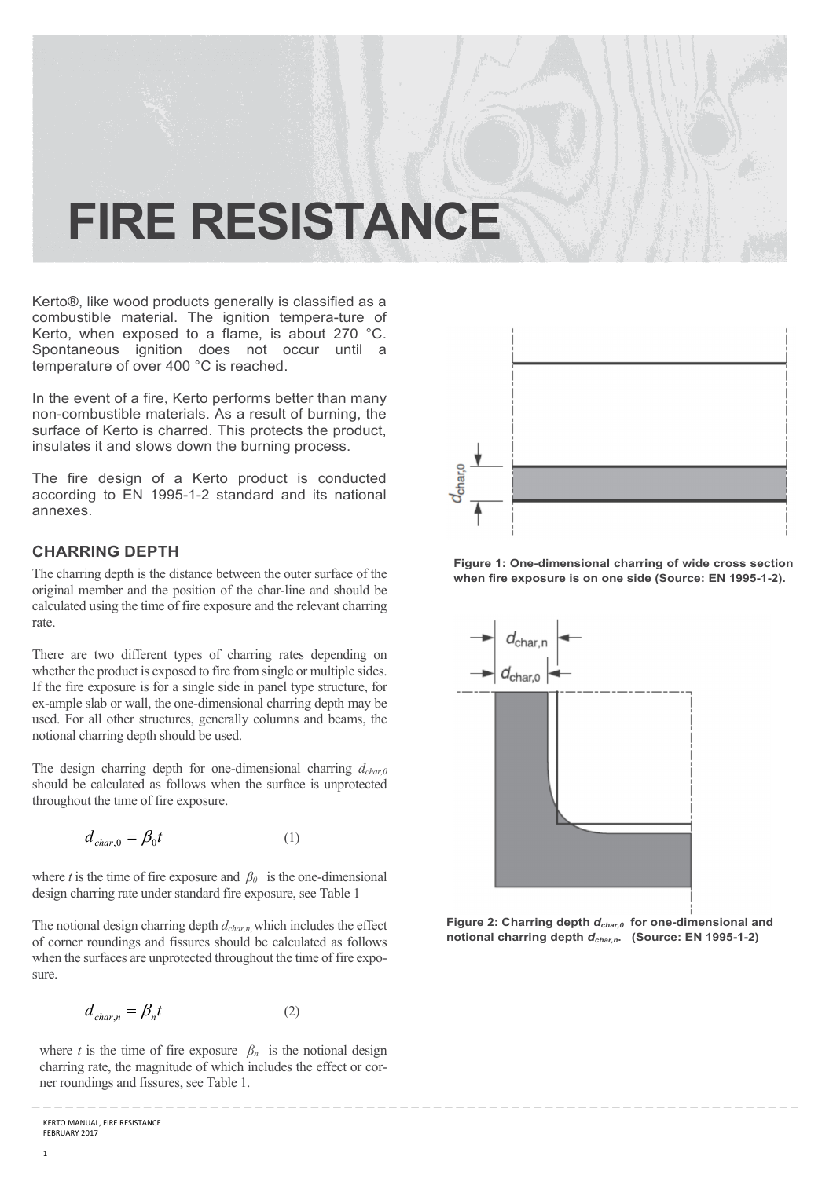# FIRE RESISTANCE

Kerto®, like wood products generally is classified as a combustible material. The ignition tempera-ture of Kerto, when exposed to a flame, is about 270 °C. Spontaneous ignition does not occur until a temperature of over 400 °C is reached.

In the event of a fire, Kerto performs better than many non-combustible materials. As a result of burning, the surface of Kerto is charred. This protects the product, insulates it and slows down the burning process.

The fire design of a Kerto product is conducted according to EN 1995-1-2 standard and its national annexes.

## CHARRING DEPTH

The charring depth is the distance between the outer surface of the original member and the position of the char-line and should be calculated using the time of fire exposure and the relevant charring rate.

There are two different types of charring rates depending on whether the product is exposed to fire from single or multiple sides. If the fire exposure is for a single side in panel type structure, for ex-ample slab or wall, the one-dimensional charring depth may be used. For all other structures, generally columns and beams, the notional charring depth should be used.

The design charring depth for one-dimensional charring $d_{char,0}$ should be calculated as follows when the surface is unprotected throughout the time of fire exposure.

$$d_{char,0} = \beta_0 t \qquad (1)$$

where $t$ is the time of fire exposure and $\beta_0$ is the one-dimensional design charring rate under standard fire exposure, see Table 1

The notional design charring depth $d_{char,n}$, which includes the effect of corner roundings and fissures should be calculated as follows when the surfaces are unprotected throughout the time of fire expo-sure.

$$d_{char,n} = \beta_n t \qquad (2)$$

where $t$ is the time of fire exposure $\beta_n$ is the notional design charring rate, the magnitude of which includes the effect or cor-ner roundings and fissures, see Table 1.

**Figure 1: One-dimensional charring of wide cross section when fire exposure is on one side (Source: EN 1995-1-2).**

**Figure 2: Charring depth $d_{char,0}$ for one-dimensional and notional charring depth $d_{char,n}$. (Source: EN 1995-1-2)**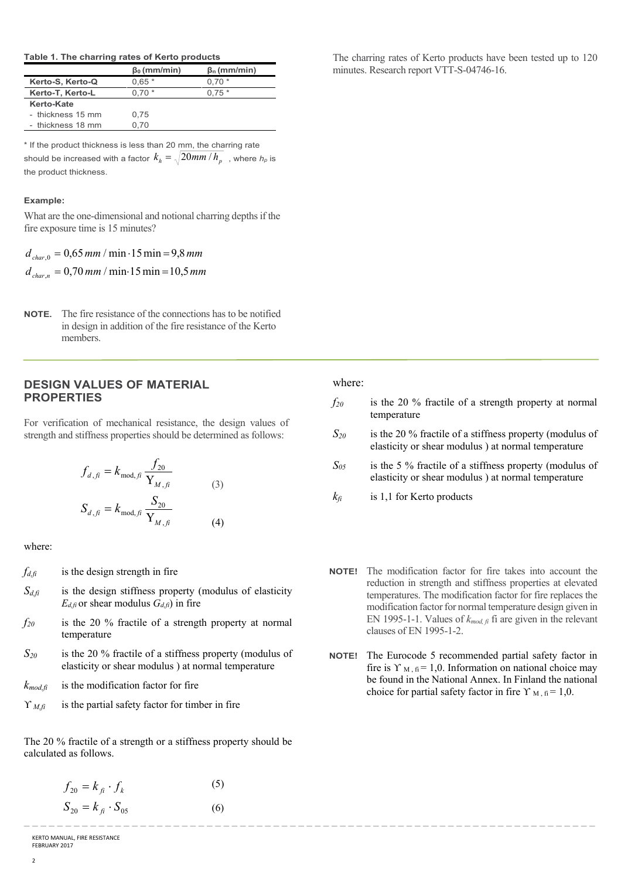**Table 1. The charring rates of Kerto products**

| | $\beta_0$ (mm/min) | $\beta_n$ (mm/min) |
|---|---|---|
| **Kerto-S, Kerto-Q** | 0,65 * | 0,70 * |
| **Kerto-T, Kerto-L** | 0,70 * | 0,75 * |
| **Kerto-Kate** | | |
| - thickness 15 mm | 0,75 | |
| - thickness 18 mm | 0,70 | |

\* If the product thickness is less than 20 mm, the charring rate should be increased with a factor $k_h = \sqrt{20mm / h_p}$ , where $h_p$ is the product thickness.

**Example:**

What are the one-dimensional and notional charring depths if the fire exposure time is 15 minutes?

$$d_{char,0} = 0{,}65\,mm/\min \cdot 15\min = 9{,}8\,mm$$

$$d_{char,n} = 0{,}70\,mm/\min \cdot 15\min = 10{,}5\,mm$$

**NOTE.** The fire resistance of the connections has to be notified in design in addition of the fire resistance of the Kerto members.

The charring rates of Kerto products have been tested up to 120 minutes. Research report VTT-S-04746-16.

## DESIGN VALUES OF MATERIAL PROPERTIES

For verification of mechanical resistance, the design values of strength and stiffness properties should be determined as follows:

$$f_{d,fi} = k_{\text{mod},fi} \frac{f_{20}}{\Upsilon_{M,fi}} \qquad (3)$$

$$S_{d,fi} = k_{\text{mod},fi} \frac{S_{20}}{\Upsilon_{M,fi}} \qquad (4)$$

where:

- $f_{d,fi}$ is the design strength in fire
- $S_{d,fi}$ is the design stiffness property (modulus of elasticity $E_{d,fi}$ or shear modulus $G_{d,fi}$) in fire
- $f_{20}$ is the 20 % fractile of a strength property at normal temperature
- $S_{20}$ is the 20 % fractile of a stiffness property (modulus of elasticity or shear modulus ) at normal temperature
- $k_{mod,fi}$ is the modification factor for fire
- $\Upsilon_{M,fi}$ is the partial safety factor for timber in fire

The 20 % fractile of a strength or a stiffness property should be calculated as follows.

$$f_{20} = k_{fi} \cdot f_k \qquad (5)$$

$$S_{20} = k_{fi} \cdot S_{05} \qquad (6)$$

where:

- $f_{20}$ is the 20 % fractile of a strength property at normal temperature
- $S_{20}$ is the 20 % fractile of a stiffness property (modulus of elasticity or shear modulus ) at normal temperature
- $S_{05}$ is the 5 % fractile of a stiffness property (modulus of elasticity or shear modulus ) at normal temperature
- $k_{fi}$ is 1,1 for Kerto products

**NOTE!** The modification factor for fire takes into account the reduction in strength and stiffness properties at elevated temperatures. The modification factor for fire replaces the modification factor for normal temperature design given in EN 1995-1-1. Values of $k_{mod,fi}$ fi are given in the relevant clauses of EN 1995-1-2.

**NOTE!** The Eurocode 5 recommended partial safety factor in fire is $\Upsilon_{M,fi} = 1{,}0$. Information on national choice may be found in the National Annex. In Finland the national choice for partial safety factor in fire $\Upsilon_{M,fi} = 1{,}0$.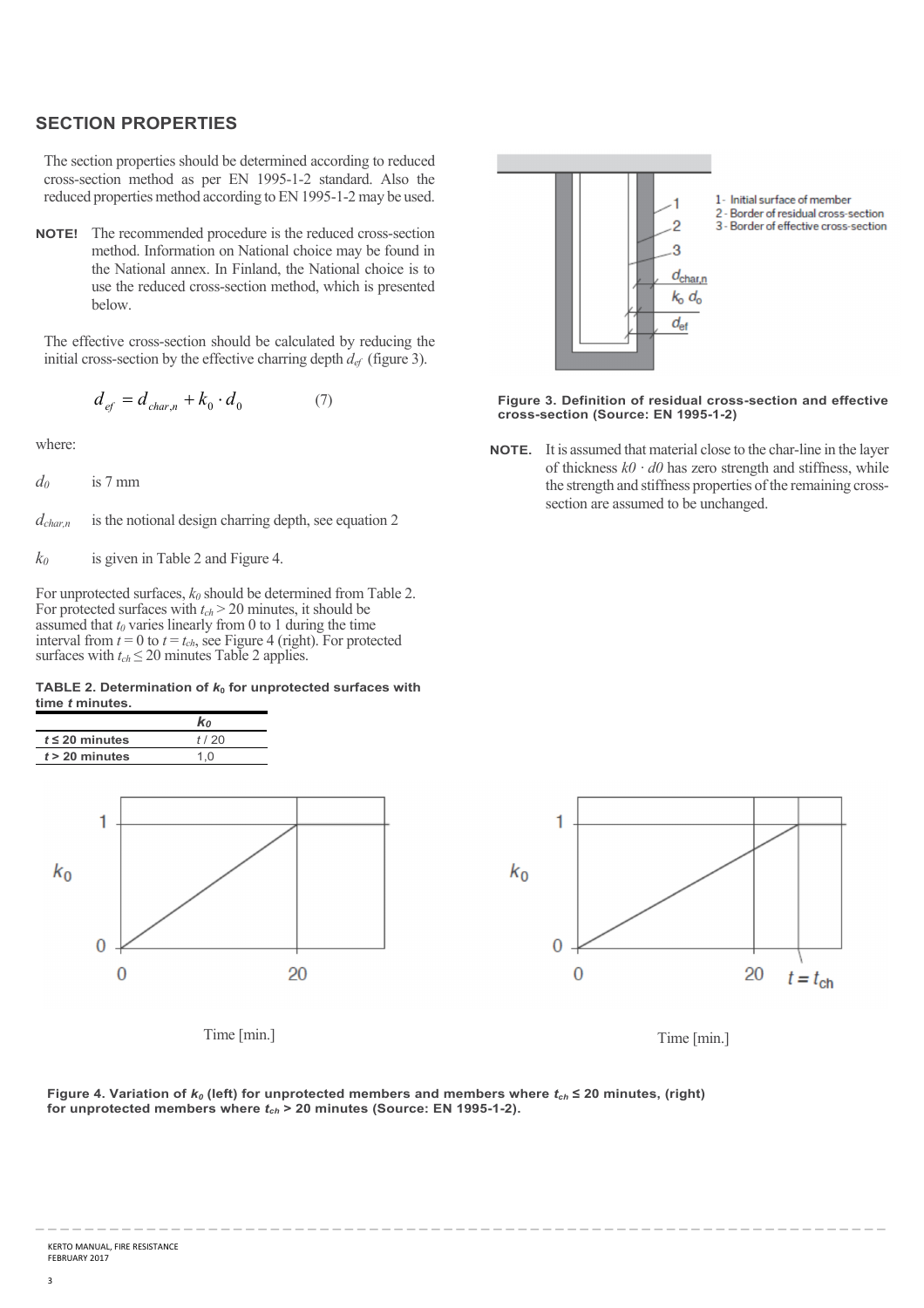## SECTION PROPERTIES

The section properties should be determined according to reduced cross-section method as per EN 1995-1-2 standard. Also the reduced properties method according to EN 1995-1-2 may be used.

**NOTE!** The recommended procedure is the reduced cross-section method. Information on National choice may be found in the National annex. In Finland, the National choice is to use the reduced cross-section method, which is presented below.

The effective cross-section should be calculated by reducing the initial cross-section by the effective charring depth $d_{ef}$ (figure 3).

$$d_{ef} = d_{char,n} + k_0 \cdot d_0 \qquad (7)$$

where:

$d_0$ is 7 mm

$d_{char,n}$ is the notional design charring depth, see equation 2

$k_0$ is given in Table 2 and Figure 4.

For unprotected surfaces, $k_0$ should be determined from Table 2. For protected surfaces with $t_{ch} > 20$ minutes, it should be assumed that $t_0$ varies linearly from 0 to 1 during the time interval from $t = 0$ to $t = t_{ch}$, see Figure 4 (right). For protected surfaces with $t_{ch} \leq 20$ minutes Table 2 applies.

**TABLE 2. Determination of $k_0$ for unprotected surfaces with time *t* minutes.**

| | $k_0$ |
|---|---|
| **$t \leq 20$ minutes** | $t$ / 20 |
| **$t > 20$ minutes** | 1,0 |

1- Initial surface of member
2- Border of residual cross-section
3- Border of effective cross-section

**Figure 3. Definition of residual cross-section and effective cross-section (Source: EN 1995-1-2)**

**NOTE.** It is assumed that material close to the char-line in the layer of thickness $k0 \cdot d0$ has zero strength and stiffness, while the strength and stiffness properties of the remaining cross-section are assumed to be unchanged.

**Figure 4. Variation of $k_0$ (left) for unprotected members and members where $t_{ch} \leq 20$ minutes, (right) for unprotected members where $t_{ch} > 20$ minutes (Source: EN 1995-1-2).**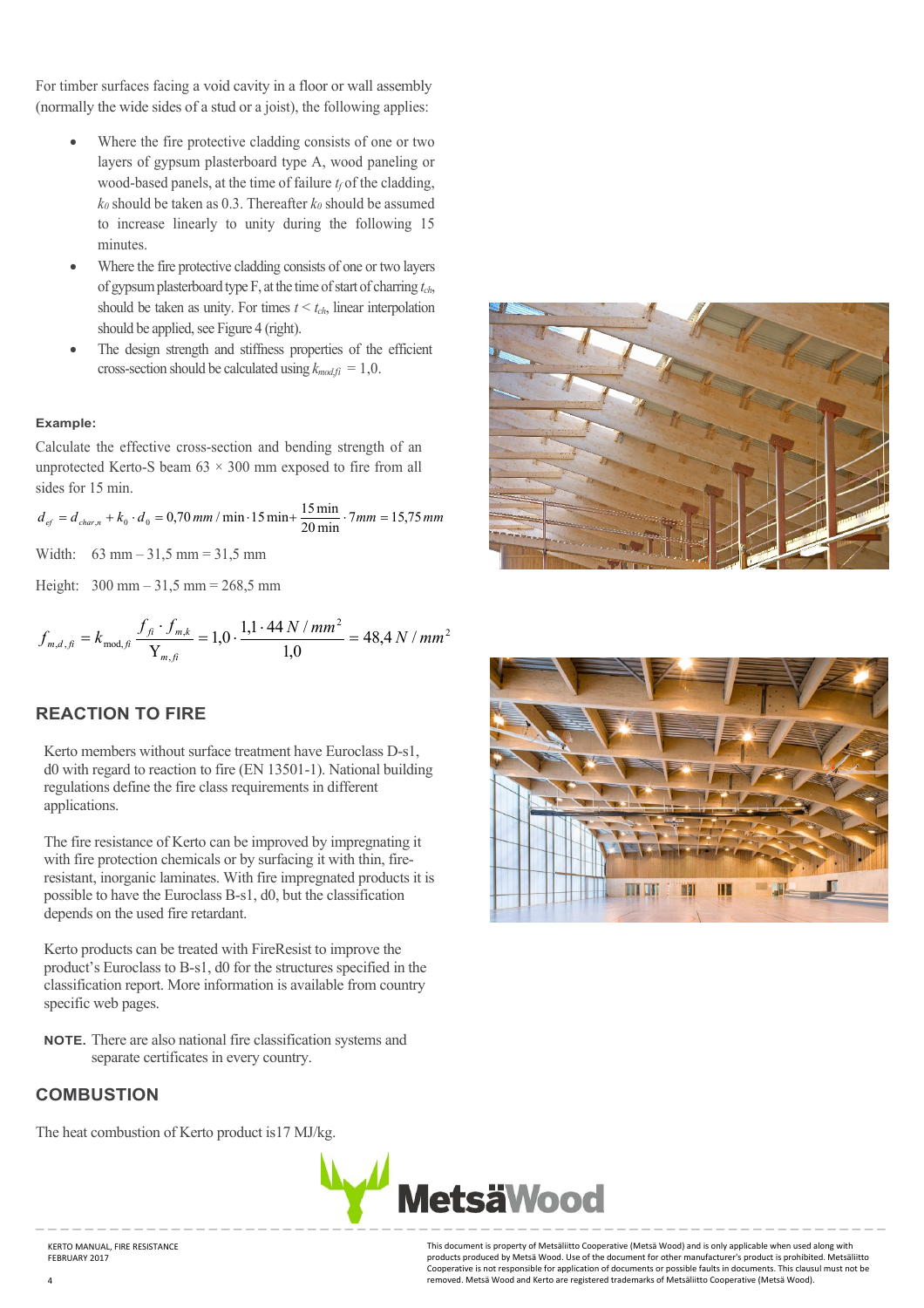For timber surfaces facing a void cavity in a floor or wall assembly (normally the wide sides of a stud or a joist), the following applies:

- Where the fire protective cladding consists of one or two layers of gypsum plasterboard type A, wood paneling or wood-based panels, at the time of failure $t_f$ of the cladding, $k_0$ should be taken as 0.3. Thereafter $k_0$ should be assumed to increase linearly to unity during the following 15 minutes.
- Where the fire protective cladding consists of one or two layers of gypsum plasterboard type F, at the time of start of charring $t_{ch}$, should be taken as unity. For times $t < t_{ch}$, linear interpolation should be applied, see Figure 4 (right).
- The design strength and stiffness properties of the efficient cross-section should be calculated using $k_{mod,fi} = 1,0$.

**Example:**

Calculate the effective cross-section and bending strength of an unprotected Kerto-S beam 63 × 300 mm exposed to fire from all sides for 15 min.

$$d_{ef} = d_{char,n} + k_0 \cdot d_0 = 0,70\,mm/\min \cdot 15\min + \frac{15\min}{20\min} \cdot 7mm = 15,75\,mm$$

Width: 63 mm – 31,5 mm = 31,5 mm

Height: 300 mm – 31,5 mm = 268,5 mm

$$f_{m,d,fi} = k_{\text{mod},fi} \frac{f_{fi} \cdot f_{m,k}}{\Upsilon_{m,fi}} = 1,0 \cdot \frac{1,1 \cdot 44\,N/mm^2}{1,0} = 48,4\,N/mm^2$$

## REACTION TO FIRE

Kerto members without surface treatment have Euroclass D-s1, d0 with regard to reaction to fire (EN 13501-1). National building regulations define the fire class requirements in different applications.

The fire resistance of Kerto can be improved by impregnating it with fire protection chemicals or by surfacing it with thin, fire-resistant, inorganic laminates. With fire impregnated products it is possible to have the Euroclass B-s1, d0, but the classification depends on the used fire retardant.

Kerto products can be treated with FireResist to improve the product's Euroclass to B-s1, d0 for the structures specified in the classification report. More information is available from country specific web pages.

**NOTE.** There are also national fire classification systems and separate certificates in every country.

## COMBUSTION

The heat combustion of Kerto product is17 MJ/kg.